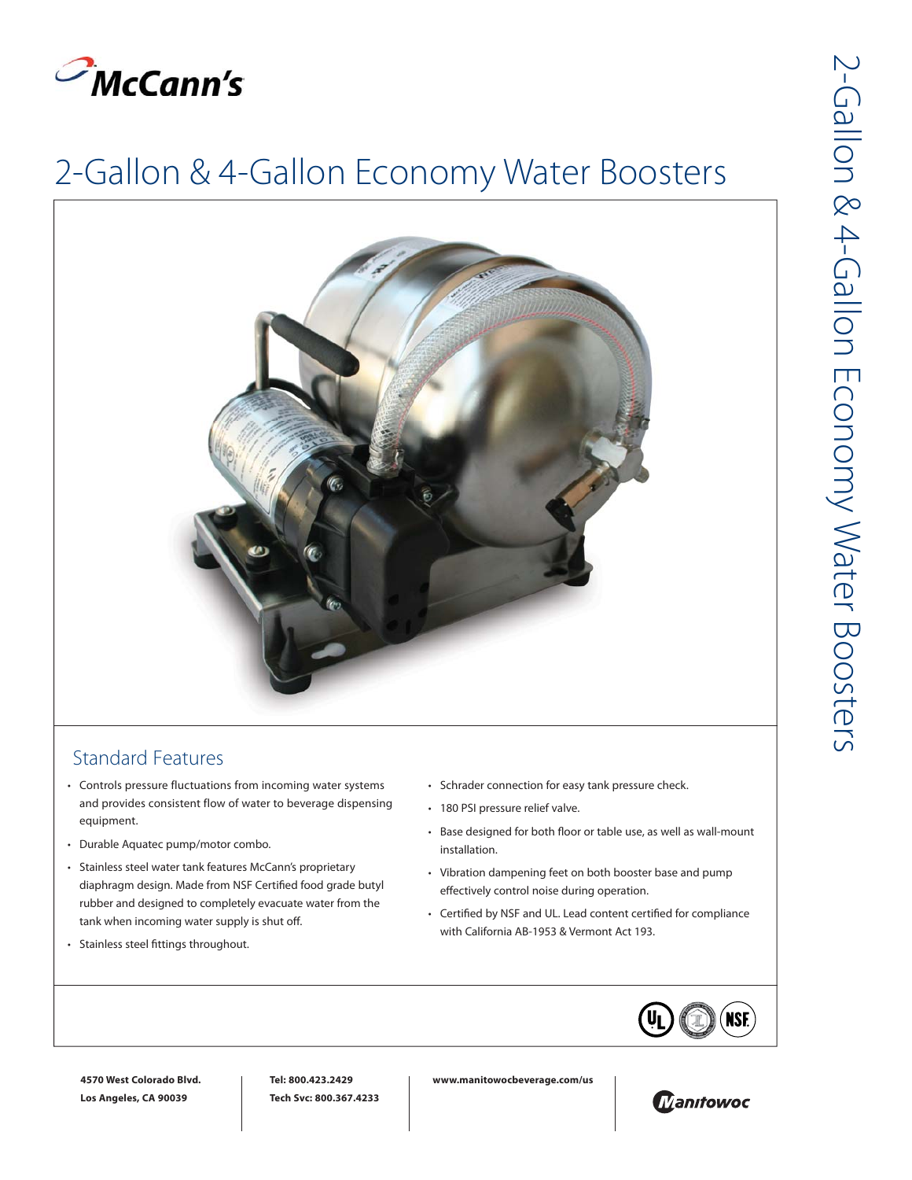McCann's

# 2-Gallon & 4-Gallon Economy Water Boosters

## Standard Features

- Controls pressure fluctuations from incoming water systems and provides consistent flow of water to beverage dispensing equipment.
- Durable Aquatec pump/motor combo.
- Stainless steel water tank features McCann's proprietary diaphragm design. Made from NSF Certified food grade butyl rubber and designed to completely evacuate water from the tank when incoming water supply is shut off.
- Stainless steel fittings throughout.
- Schrader connection for easy tank pressure check.
- 180 PSI pressure relief valve.
- Base designed for both floor or table use, as well as wall-mount installation.
- Vibration dampening feet on both booster base and pump effectively control noise during operation.
- Certified by NSF and UL. Lead content certified for compliance with California AB-1953 & Vermont Act 193.

**4570 West Colorado Blvd.**
**Los Angeles, CA 90039**

**Tel: 800.423.2429**
**Tech Svc: 800.367.4233**

**www.manitowocbeverage.com/us**

Manitowoc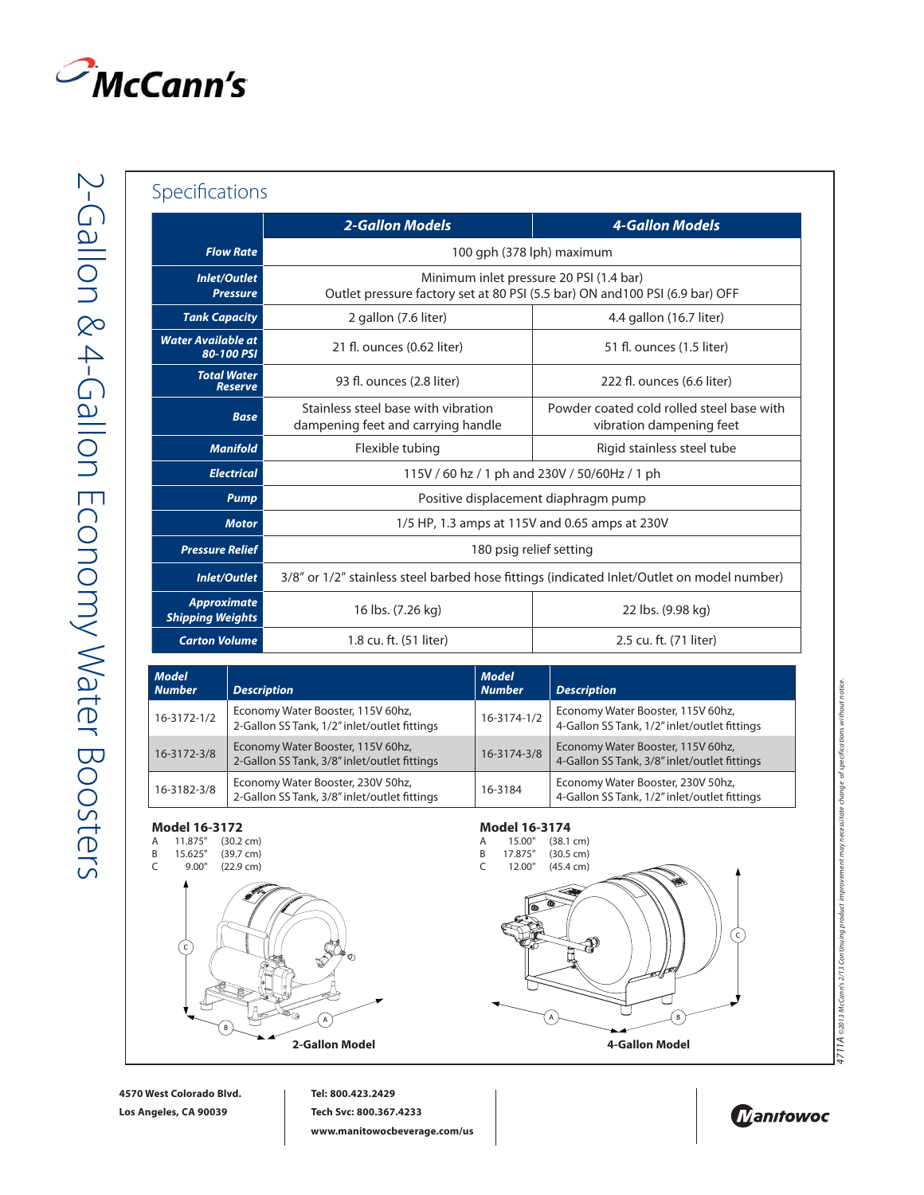# 2-Gallon & 4-Gallon Economy Water Boosters

## Specifications

| | 2-Gallon Models | 4-Gallon Models |
|---|---|---|
| **Flow Rate** | 100 gph (378 lph) maximum | |
| **Inlet/Outlet Pressure** | Minimum inlet pressure 20 PSI (1.4 bar)<br>Outlet pressure factory set at 80 PSI (5.5 bar) ON and100 PSI (6.9 bar) OFF | |
| **Tank Capacity** | 2 gallon (7.6 liter) | 4.4 gallon (16.7 liter) |
| **Water Available at 80-100 PSI** | 21 fl. ounces (0.62 liter) | 51 fl. ounces (1.5 liter) |
| **Total Water Reserve** | 93 fl. ounces (2.8 liter) | 222 fl. ounces (6.6 liter) |
| **Base** | Stainless steel base with vibration dampening feet and carrying handle | Powder coated cold rolled steel base with vibration dampening feet |
| **Manifold** | Flexible tubing | Rigid stainless steel tube |
| **Electrical** | 115V / 60 hz / 1 ph and 230V / 50/60Hz / 1 ph | |
| **Pump** | Positive displacement diaphragm pump | |
| **Motor** | 1/5 HP, 1.3 amps at 115V and 0.65 amps at 230V | |
| **Pressure Relief** | 180 psig relief setting | |
| **Inlet/Outlet** | 3/8" or 1/2" stainless steel barbed hose fittings (indicated Inlet/Outlet on model number) | |
| **Approximate Shipping Weights** | 16 lbs. (7.26 kg) | 22 lbs. (9.98 kg) |
| **Carton Volume** | 1.8 cu. ft. (51 liter) | 2.5 cu. ft. (71 liter) |

| Model Number | Description | Model Number | Description |
|---|---|---|---|
| 16-3172-1/2 | Economy Water Booster, 115V 60hz, 2-Gallon SS Tank, 1/2" inlet/outlet fittings | 16-3174-1/2 | Economy Water Booster, 115V 60hz, 4-Gallon SS Tank, 1/2" inlet/outlet fittings |
| 16-3172-3/8 | Economy Water Booster, 115V 60hz, 2-Gallon SS Tank, 3/8" inlet/outlet fittings | 16-3174-3/8 | Economy Water Booster, 115V 60hz, 4-Gallon SS Tank, 3/8" inlet/outlet fittings |
| 16-3182-3/8 | Economy Water Booster, 230V 50hz, 2-Gallon SS Tank, 3/8" inlet/outlet fittings | 16-3184 | Economy Water Booster, 230V 50hz, 4-Gallon SS Tank, 1/2" inlet/outlet fittings |

**Model 16-3172**

A 11.875" (30.2 cm)
B 15.625" (39.7 cm)
C 9.00" (22.9 cm)

C
B
A

**2-Gallon Model**

**Model 16-3174**

A 15.00" (38.1 cm)
B 17.875" (30.5 cm)
C 12.00" (45.4 cm)

C
A
B

**4-Gallon Model**

4711A ©2013 McCann's 2/13 Continuing product improvement may necessitate change of specifications without notice.

**4570 West Colorado Blvd.**
**Los Angeles, CA 90039**

**Tel: 800.423.2429**
**Tech Svc: 800.367.4233**
**www.manitowocbeverage.com/us**